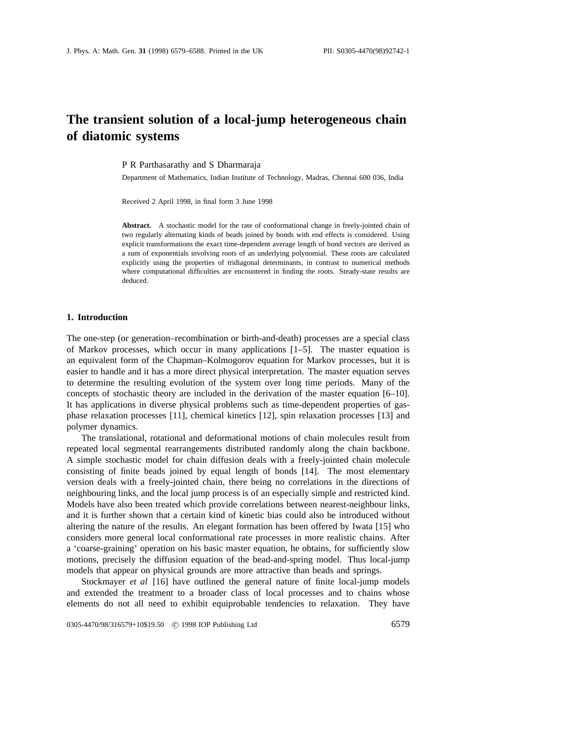# The transient solution of a local-jump heterogeneous chain of diatomic systems

P R Parthasarathy and S Dharmaraja

Department of Mathematics, Indian Institute of Technology, Madras, Chennai 600 036, India

Received 2 April 1998, in final form 3 June 1998

**Abstract.** A stochastic model for the rate of conformational change in freely-jointed chain of two regularly alternating kinds of beads joined by bonds with end effects is considered. Using explicit transformations the exact time-dependent average length of bond vectors are derived as a sum of exponentials involving roots of an underlying polynomial. These roots are calculated explicitly using the properties of tridiagonal determinants, in contrast to numerical methods where computational difficulties are encountered in finding the roots. Steady-state results are deduced.

## 1. Introduction

The one-step (or generation–recombination or birth-and-death) processes are a special class of Markov processes, which occur in many applications [1–5]. The master equation is an equivalent form of the Chapman–Kolmogorov equation for Markov processes, but it is easier to handle and it has a more direct physical interpretation. The master equation serves to determine the resulting evolution of the system over long time periods. Many of the concepts of stochastic theory are included in the derivation of the master equation [6–10]. It has applications in diverse physical problems such as time-dependent properties of gas-phase relaxation processes [11], chemical kinetics [12], spin relaxation processes [13] and polymer dynamics.

The translational, rotational and deformational motions of chain molecules result from repeated local segmental rearrangements distributed randomly along the chain backbone. A simple stochastic model for chain diffusion deals with a freely-jointed chain molecule consisting of finite beads joined by equal length of bonds [14]. The most elementary version deals with a freely-jointed chain, there being no correlations in the directions of neighbouring links, and the local jump process is of an especially simple and restricted kind. Models have also been treated which provide correlations between nearest-neighbour links, and it is further shown that a certain kind of kinetic bias could also be introduced without altering the nature of the results. An elegant formation has been offered by Iwata [15] who considers more general local conformational rate processes in more realistic chains. After a 'coarse-graining' operation on his basic master equation, he obtains, for sufficiently slow motions, precisely the diffusion equation of the bead-and-spring model. Thus local-jump models that appear on physical grounds are more attractive than beads and springs.

Stockmayer *et al* [16] have outlined the general nature of finite local-jump models and extended the treatment to a broader class of local processes and to chains whose elements do not all need to exhibit equiprobable tendencies to relaxation. They have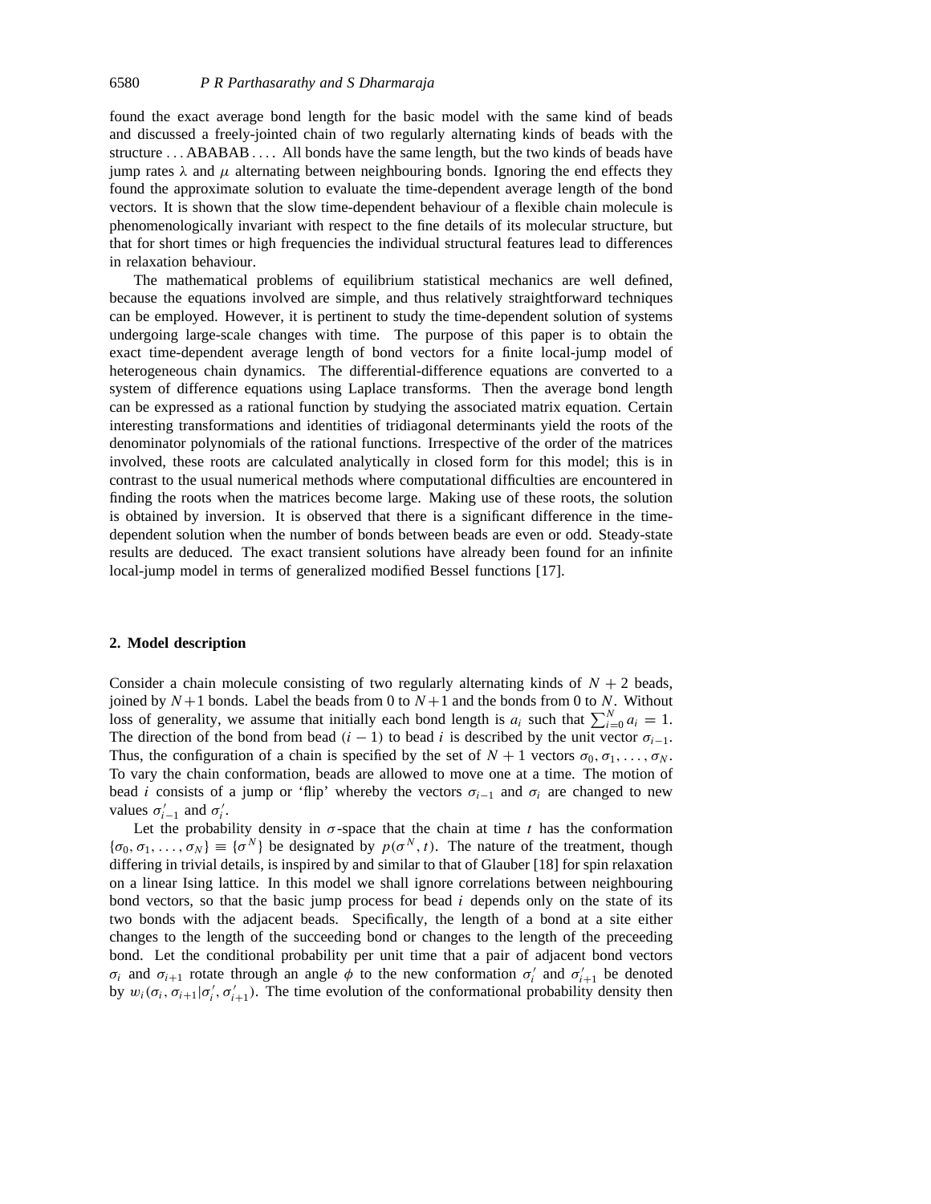found the exact average bond length for the basic model with the same kind of beads and discussed a freely-jointed chain of two regularly alternating kinds of beads with the structure ... ABABAB .... All bonds have the same length, but the two kinds of beads have jump rates $\lambda$ and $\mu$ alternating between neighbouring bonds. Ignoring the end effects they found the approximate solution to evaluate the time-dependent average length of the bond vectors. It is shown that the slow time-dependent behaviour of a flexible chain molecule is phenomenologically invariant with respect to the fine details of its molecular structure, but that for short times or high frequencies the individual structural features lead to differences in relaxation behaviour.

The mathematical problems of equilibrium statistical mechanics are well defined, because the equations involved are simple, and thus relatively straightforward techniques can be employed. However, it is pertinent to study the time-dependent solution of systems undergoing large-scale changes with time. The purpose of this paper is to obtain the exact time-dependent average length of bond vectors for a finite local-jump model of heterogeneous chain dynamics. The differential-difference equations are converted to a system of difference equations using Laplace transforms. Then the average bond length can be expressed as a rational function by studying the associated matrix equation. Certain interesting transformations and identities of tridiagonal determinants yield the roots of the denominator polynomials of the rational functions. Irrespective of the order of the matrices involved, these roots are calculated analytically in closed form for this model; this is in contrast to the usual numerical methods where computational difficulties are encountered in finding the roots when the matrices become large. Making use of these roots, the solution is obtained by inversion. It is observed that there is a significant difference in the time-dependent solution when the number of bonds between beads are even or odd. Steady-state results are deduced. The exact transient solutions have already been found for an infinite local-jump model in terms of generalized modified Bessel functions [17].

## 2. Model description

Consider a chain molecule consisting of two regularly alternating kinds of $N+2$ beads, joined by $N+1$ bonds. Label the beads from 0 to $N+1$ and the bonds from 0 to $N$. Without loss of generality, we assume that initially each bond length is $a_i$ such that $\sum_{i=0}^{N} a_i = 1$. The direction of the bond from bead $(i-1)$ to bead $i$ is described by the unit vector $\sigma_{i-1}$. Thus, the configuration of a chain is specified by the set of $N+1$ vectors $\sigma_0, \sigma_1, \ldots, \sigma_N$. To vary the chain conformation, beads are allowed to move one at a time. The motion of bead $i$ consists of a jump or 'flip' whereby the vectors $\sigma_{i-1}$ and $\sigma_i$ are changed to new values $\sigma'_{i-1}$ and $\sigma'_i$.

Let the probability density in $\sigma$-space that the chain at time $t$ has the conformation $\{\sigma_0, \sigma_1, \ldots, \sigma_N\} \equiv \{\sigma^N\}$ be designated by $p(\sigma^N, t)$. The nature of the treatment, though differing in trivial details, is inspired by and similar to that of Glauber [18] for spin relaxation on a linear Ising lattice. In this model we shall ignore correlations between neighbouring bond vectors, so that the basic jump process for bead $i$ depends only on the state of its two bonds with the adjacent beads. Specifically, the length of a bond at a site either changes to the length of the succeeding bond or changes to the length of the preceeding bond. Let the conditional probability per unit time that a pair of adjacent bond vectors $\sigma_i$ and $\sigma_{i+1}$ rotate through an angle $\phi$ to the new conformation $\sigma'_i$ and $\sigma'_{i+1}$ be denoted by $w_i(\sigma_i, \sigma_{i+1}|\sigma'_i, \sigma'_{i+1})$. The time evolution of the conformational probability density then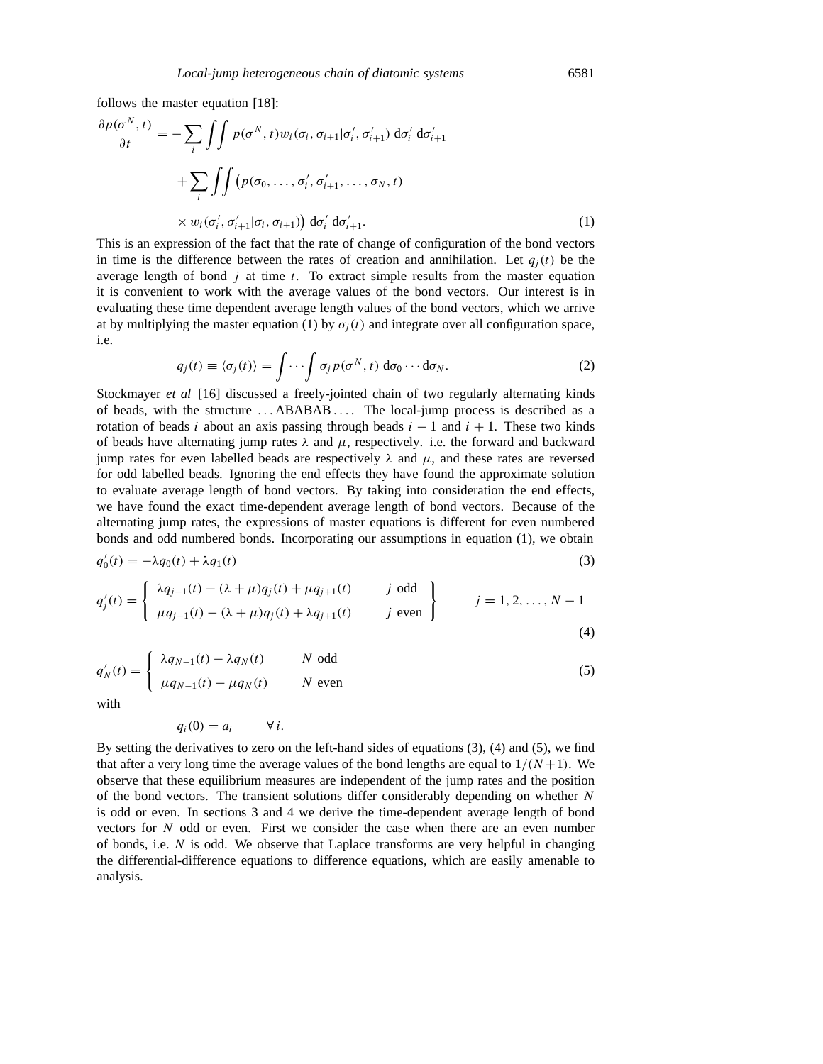follows the master equation [18]:

$$
\begin{aligned}
\frac{\partial p(\sigma^N, t)}{\partial t} = &-\sum_i \iint p(\sigma^N, t) w_i(\sigma_i, \sigma_{i+1}|\sigma_i', \sigma_{i+1}') \, \mathrm{d}\sigma_i' \, \mathrm{d}\sigma_{i+1}' \\
&+ \sum_i \iint \big( p(\sigma_0, \ldots, \sigma_i', \sigma_{i+1}', \ldots, \sigma_N, t) \\
&\times w_i(\sigma_i', \sigma_{i+1}'|\sigma_i, \sigma_{i+1}) \big) \, \mathrm{d}\sigma_i' \, \mathrm{d}\sigma_{i+1}'.
\end{aligned} \tag{1}
$$

This is an expression of the fact that the rate of change of configuration of the bond vectors in time is the difference between the rates of creation and annihilation. Let $q_j(t)$ be the average length of bond $j$ at time $t$. To extract simple results from the master equation it is convenient to work with the average values of the bond vectors. Our interest is in evaluating these time dependent average length values of the bond vectors, which we arrive at by multiplying the master equation (1) by $\sigma_j(t)$ and integrate over all configuration space, i.e.

$$
q_j(t) \equiv \langle \sigma_j(t) \rangle = \int \cdots \int \sigma_j p(\sigma^N, t) \, \mathrm{d}\sigma_0 \cdots \mathrm{d}\sigma_N. \tag{2}
$$

Stockmayer *et al* [16] discussed a freely-jointed chain of two regularly alternating kinds of beads, with the structure ... ABABAB .... The local-jump process is described as a rotation of beads $i$ about an axis passing through beads $i-1$ and $i+1$. These two kinds of beads have alternating jump rates $\lambda$ and $\mu$, respectively. i.e. the forward and backward jump rates for even labelled beads are respectively $\lambda$ and $\mu$, and these rates are reversed for odd labelled beads. Ignoring the end effects they have found the approximate solution to evaluate average length of bond vectors. By taking into consideration the end effects, we have found the exact time-dependent average length of bond vectors. Because of the alternating jump rates, the expressions of master equations is different for even numbered bonds and odd numbered bonds. Incorporating our assumptions in equation (1), we obtain

$$
q_0'(t) = -\lambda q_0(t) + \lambda q_1(t) \tag{3}
$$

$$
q_j'(t) = \left\{ \begin{array}{ll} \lambda q_{j-1}(t) - (\lambda + \mu) q_j(t) + \mu q_{j+1}(t) & j \text{ odd} \\ \mu q_{j-1}(t) - (\lambda + \mu) q_j(t) + \lambda q_{j+1}(t) & j \text{ even} \end{array} \right\} \qquad j = 1, 2, \ldots, N-1 \tag{4}
$$

$$
q_N'(t) = \left\{ \begin{array}{ll} \lambda q_{N-1}(t) - \lambda q_N(t) & N \text{ odd} \\ \mu q_{N-1}(t) - \mu q_N(t) & N \text{ even} \end{array} \right. \tag{5}
$$

with

$$
q_i(0) = a_i \qquad \forall i.
$$

By setting the derivatives to zero on the left-hand sides of equations (3), (4) and (5), we find that after a very long time the average values of the bond lengths are equal to $1/(N+1)$. We observe that these equilibrium measures are independent of the jump rates and the position of the bond vectors. The transient solutions differ considerably depending on whether $N$ is odd or even. In sections 3 and 4 we derive the time-dependent average length of bond vectors for $N$ odd or even. First we consider the case when there are an even number of bonds, i.e. $N$ is odd. We observe that Laplace transforms are very helpful in changing the differential-difference equations to difference equations, which are easily amenable to analysis.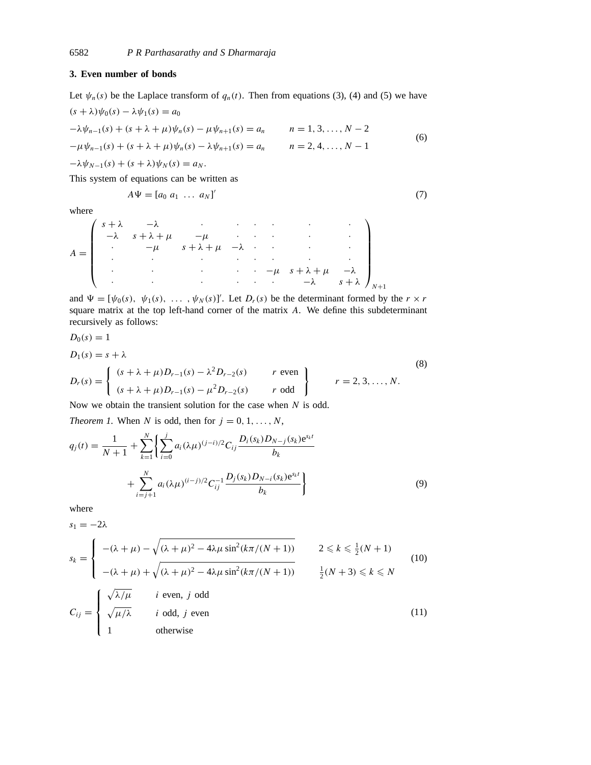## 3. Even number of bonds

Let $\psi_n(s)$ be the Laplace transform of $q_n(t)$. Then from equations (3), (4) and (5) we have

$$
\begin{aligned}
&(s+\lambda)\psi_0(s) - \lambda\psi_1(s) = a_0 \\
&-\lambda\psi_{n-1}(s) + (s+\lambda+\mu)\psi_n(s) - \mu\psi_{n+1}(s) = a_n \qquad n = 1, 3, \ldots, N-2 \\
&-\mu\psi_{n-1}(s) + (s+\lambda+\mu)\psi_n(s) - \lambda\psi_{n+1}(s) = a_n \qquad n = 2, 4, \ldots, N-1 \\
&-\lambda\psi_{N-1}(s) + (s+\lambda)\psi_N(s) = a_N.
\end{aligned} \tag{6}
$$

This system of equations can be written as

$$
A\Psi = [a_0\ a_1\ \ldots\ a_N]' \tag{7}
$$

where

$$
A = \begin{pmatrix}
s+\lambda & -\lambda & \cdot & \cdot & \cdot & \cdot & \cdot & \cdot \\
-\lambda & s+\lambda+\mu & -\mu & \cdot & \cdot & \cdot & \cdot & \cdot \\
\cdot & -\mu & s+\lambda+\mu & -\lambda & \cdot & \cdot & \cdot & \cdot \\
\cdot & \cdot & \cdot & \cdot & \cdot & \cdot & \cdot & \cdot \\
\cdot & \cdot & \cdot & \cdot & \cdot & -\mu & s+\lambda+\mu & -\lambda \\
\cdot & \cdot & \cdot & \cdot & \cdot & \cdot & -\lambda & s+\lambda
\end{pmatrix}_{N+1}
$$

and $\Psi = [\psi_0(s),\ \psi_1(s),\ \ldots\ ,\psi_N(s)]'$. Let $D_r(s)$ be the determinant formed by the $r \times r$ square matrix at the top left-hand corner of the matrix $A$. We define this subdeterminant recursively as follows:

$$
\begin{aligned}
&D_0(s) = 1 \\
&D_1(s) = s+\lambda \\
&D_r(s) = \left\{ \begin{array}{ll} (s+\lambda+\mu)D_{r-1}(s) - \lambda^2 D_{r-2}(s) & r \text{ even} \\ (s+\lambda+\mu)D_{r-1}(s) - \mu^2 D_{r-2}(s) & r \text{ odd} \end{array} \right\} \qquad r = 2, 3, \ldots, N.
\end{aligned} \tag{8}
$$

Now we obtain the transient solution for the case when $N$ is odd.

*Theorem 1.* When $N$ is odd, then for $j = 0, 1, \ldots, N$,

$$
\begin{aligned}
q_j(t) = \frac{1}{N+1} + \sum_{k=1}^{N} \Bigg\{ &\sum_{i=0}^{j} a_i (\lambda\mu)^{(j-i)/2} C_{ij} \frac{D_i(s_k) D_{N-j}(s_k) \mathrm{e}^{s_k t}}{b_k} \\
&+ \sum_{i=j+1}^{N} a_i (\lambda\mu)^{(i-j)/2} C_{ij}^{-1} \frac{D_j(s_k) D_{N-i}(s_k) \mathrm{e}^{s_k t}}{b_k} \Bigg\}
\end{aligned} \tag{9}
$$

where

$$
s_1 = -2\lambda
$$

$$
s_k = \begin{cases} -(\lambda+\mu) - \sqrt{(\lambda+\mu)^2 - 4\lambda\mu \sin^2(k\pi/(N+1))} & 2 \leqslant k \leqslant \frac{1}{2}(N+1) \\ -(\lambda+\mu) + \sqrt{(\lambda+\mu)^2 - 4\lambda\mu \sin^2(k\pi/(N+1))} & \frac{1}{2}(N+3) \leqslant k \leqslant N \end{cases} \tag{10}
$$

$$
C_{ij} = \begin{cases} \sqrt{\lambda/\mu} & i \text{ even, } j \text{ odd} \\ \sqrt{\mu/\lambda} & i \text{ odd, } j \text{ even} \\ 1 & \text{otherwise} \end{cases} \tag{11}
$$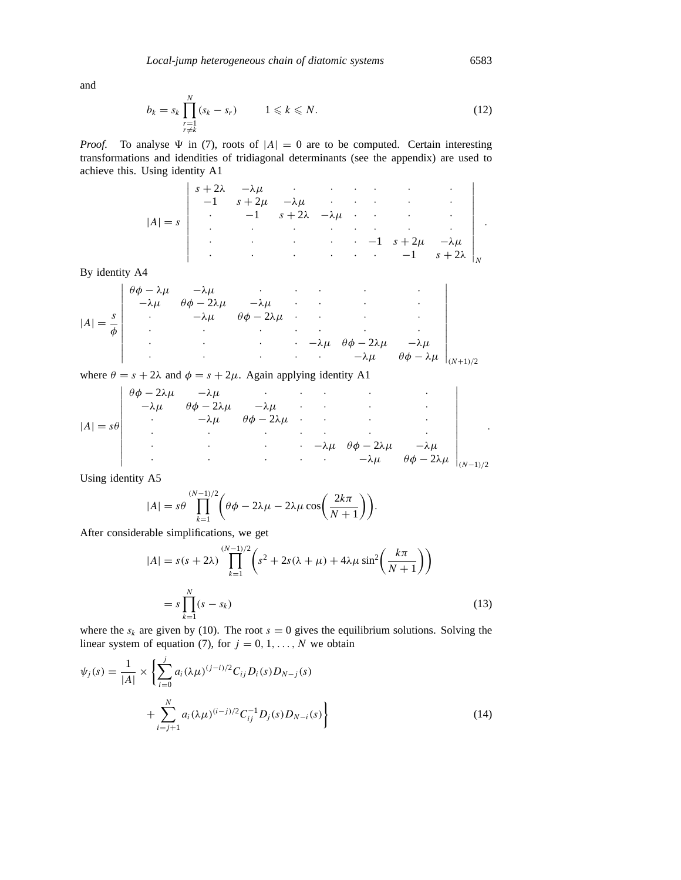and

$$b_k = s_k \prod_{\substack{r=1 \\ r \neq k}}^{N} (s_k - s_r) \qquad 1 \leqslant k \leqslant N. \tag{12}$$

*Proof.* To analyse $\Psi$ in (7), roots of $|A| = 0$ are to be computed. Certain interesting transformations and idendities of tridiagonal determinants (see the appendix) are used to achieve this. Using identity A1

$$|A| = s \begin{vmatrix} s+2\lambda & -\lambda\mu & \cdot & \cdot & \cdot & \cdot & \cdot & \cdot \\ -1 & s+2\mu & -\lambda\mu & \cdot & \cdot & \cdot & \cdot & \cdot \\ \cdot & -1 & s+2\lambda & -\lambda\mu & \cdot & \cdot & \cdot & \cdot \\ \cdot & \cdot & \cdot & \cdot & \cdot & \cdot & \cdot & \cdot \\ \cdot & \cdot & \cdot & \cdot & \cdot & -1 & s+2\mu & -\lambda\mu \\ \cdot & \cdot & \cdot & \cdot & \cdot & \cdot & -1 & s+2\lambda \end{vmatrix}_N .$$

By identity A4

$$|A| = \frac{s}{\phi} \begin{vmatrix} \theta\phi - \lambda\mu & -\lambda\mu & \cdot & \cdot & \cdot & \cdot & \cdot \\ -\lambda\mu & \theta\phi - 2\lambda\mu & -\lambda\mu & \cdot & \cdot & \cdot & \cdot \\ \cdot & -\lambda\mu & \theta\phi - 2\lambda\mu & \cdot & \cdot & \cdot & \cdot \\ \cdot & \cdot & \cdot & \cdot & \cdot & \cdot & \cdot \\ \cdot & \cdot & \cdot & \cdot & -\lambda\mu & \theta\phi - 2\lambda\mu & -\lambda\mu \\ \cdot & \cdot & \cdot & \cdot & \cdot & -\lambda\mu & \theta\phi - \lambda\mu \end{vmatrix}_{(N+1)/2}$$

where $\theta = s + 2\lambda$ and $\phi = s + 2\mu$. Again applying identity A1

$$|A| = s\theta \begin{vmatrix} \theta\phi - 2\lambda\mu & -\lambda\mu & \cdot & \cdot & \cdot & \cdot & \cdot \\ -\lambda\mu & \theta\phi - 2\lambda\mu & -\lambda\mu & \cdot & \cdot & \cdot & \cdot \\ \cdot & -\lambda\mu & \theta\phi - 2\lambda\mu & \cdot & \cdot & \cdot & \cdot \\ \cdot & \cdot & \cdot & \cdot & \cdot & \cdot & \cdot \\ \cdot & \cdot & \cdot & \cdot & -\lambda\mu & \theta\phi - 2\lambda\mu & -\lambda\mu \\ \cdot & \cdot & \cdot & \cdot & \cdot & -\lambda\mu & \theta\phi - 2\lambda\mu \end{vmatrix}_{(N-1)/2} .$$

Using identity A5

$$|A| = s\theta \prod_{k=1}^{(N-1)/2} \left( \theta\phi - 2\lambda\mu - 2\lambda\mu \cos\left( \frac{2k\pi}{N+1} \right) \right).$$

After considerable simplifications, we get

$$\begin{aligned} |A| &= s(s+2\lambda) \prod_{k=1}^{(N-1)/2} \left( s^2 + 2s(\lambda+\mu) + 4\lambda\mu \sin^2\left( \frac{k\pi}{N+1} \right) \right) \\ &= s \prod_{k=1}^{N} (s - s_k) \end{aligned} \tag{13}$$

where the $s_k$ are given by (10). The root $s = 0$ gives the equilibrium solutions. Solving the linear system of equation (7), for $j = 0, 1, \ldots, N$ we obtain

$$\psi_j(s) = \frac{1}{|A|} \times \left\{ \sum_{i=0}^{j} a_i (\lambda\mu)^{(j-i)/2} C_{ij} D_i(s) D_{N-j}(s) + \sum_{i=j+1}^{N} a_i (\lambda\mu)^{(i-j)/2} C_{ij}^{-1} D_j(s) D_{N-i}(s) \right\} \tag{14}$$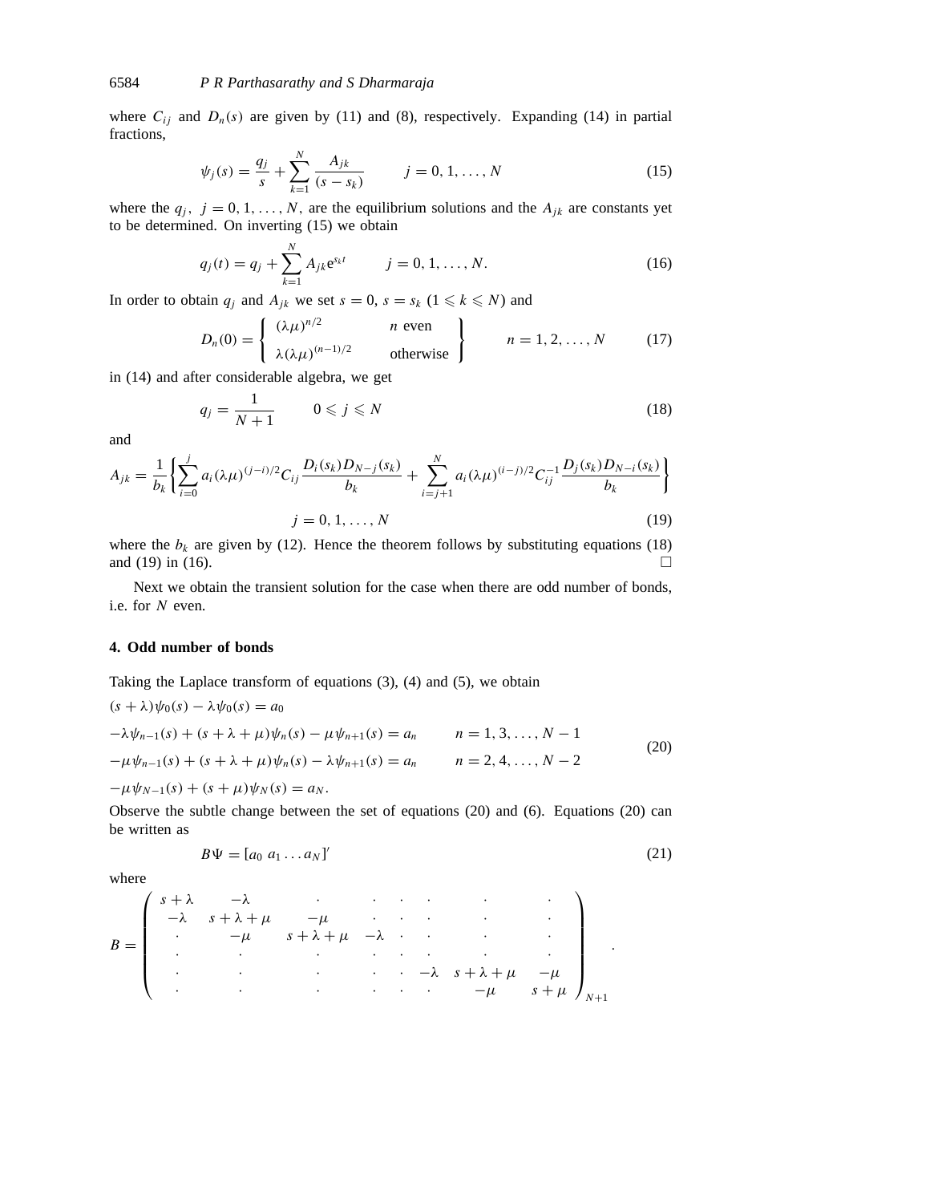where $C_{ij}$ and $D_n(s)$ are given by (11) and (8), respectively. Expanding (14) in partial fractions,

$$\psi_j(s) = \frac{q_j}{s} + \sum_{k=1}^{N} \frac{A_{jk}}{(s - s_k)} \qquad j = 0, 1, \ldots, N \tag{15}$$

where the $q_j$, $j = 0, 1, \ldots, N$, are the equilibrium solutions and the $A_{jk}$ are constants yet to be determined. On inverting (15) we obtain

$$q_j(t) = q_j + \sum_{k=1}^{N} A_{jk} \mathrm{e}^{s_k t} \qquad j = 0, 1, \ldots, N. \tag{16}$$

In order to obtain $q_j$ and $A_{jk}$ we set $s = 0$, $s = s_k$ $(1 \leqslant k \leqslant N)$ and

$$D_n(0) = \left\{ \begin{array}{ll} (\lambda\mu)^{n/2} & n \text{ even} \\ \lambda(\lambda\mu)^{(n-1)/2} & \text{otherwise} \end{array} \right\} \qquad n = 1, 2, \ldots, N \tag{17}$$

in (14) and after considerable algebra, we get

$$q_j = \frac{1}{N+1} \qquad 0 \leqslant j \leqslant N \tag{18}$$

and

$$A_{jk} = \frac{1}{b_k} \left\{ \sum_{i=0}^{j} a_i (\lambda\mu)^{(j-i)/2} C_{ij} \frac{D_i(s_k) D_{N-j}(s_k)}{b_k} + \sum_{i=j+1}^{N} a_i (\lambda\mu)^{(i-j)/2} C_{ij}^{-1} \frac{D_j(s_k) D_{N-i}(s_k)}{b_k} \right\}$$
$$j = 0, 1, \ldots, N \tag{19}$$

where the $b_k$ are given by (12). Hence the theorem follows by substituting equations (18) and (19) in (16). □

Next we obtain the transient solution for the case when there are odd number of bonds, i.e. for $N$ even.

## 4. Odd number of bonds

Taking the Laplace transform of equations (3), (4) and (5), we obtain

$$\begin{aligned}
&(s+\lambda)\psi_0(s) - \lambda\psi_0(s) = a_0 \\
&-\lambda\psi_{n-1}(s) + (s+\lambda+\mu)\psi_n(s) - \mu\psi_{n+1}(s) = a_n \qquad n = 1, 3, \ldots, N-1 \\
&-\mu\psi_{n-1}(s) + (s+\lambda+\mu)\psi_n(s) - \lambda\psi_{n+1}(s) = a_n \qquad n = 2, 4, \ldots, N-2 \\
&-\mu\psi_{N-1}(s) + (s+\mu)\psi_N(s) = a_N.
\end{aligned} \tag{20}$$

Observe the subtle change between the set of equations (20) and (6). Equations (20) can be written as

$$B\Psi = [a_0 \; a_1 \ldots a_N]' \tag{21}$$

where

$$B = \begin{pmatrix} s+\lambda & -\lambda & \cdot & \cdot & \cdot & \cdot & \cdot & \cdot \\ -\lambda & s+\lambda+\mu & -\mu & \cdot & \cdot & \cdot & \cdot & \cdot \\ \cdot & -\mu & s+\lambda+\mu & -\lambda & \cdot & \cdot & \cdot & \cdot \\ \cdot & \cdot & \cdot & \cdot & \cdot & \cdot & \cdot & \cdot \\ \cdot & \cdot & \cdot & \cdot & \cdot & -\lambda & s+\lambda+\mu & -\mu \\ \cdot & \cdot & \cdot & \cdot & \cdot & \cdot & -\mu & s+\mu \end{pmatrix}_{N+1}.$$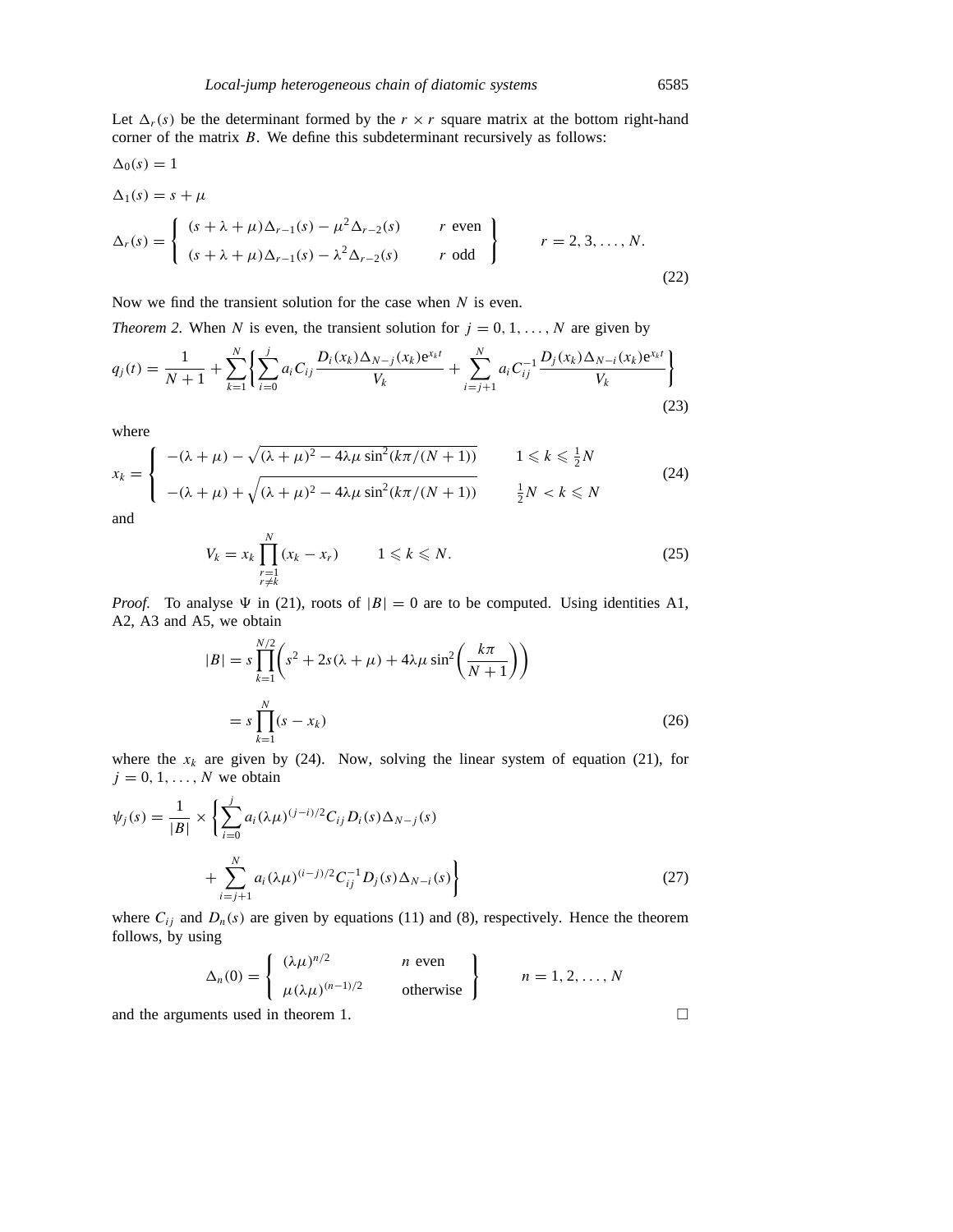Let $\Delta_r(s)$ be the determinant formed by the $r \times r$ square matrix at the bottom right-hand corner of the matrix $B$. We define this subdeterminant recursively as follows:

$$\Delta_0(s) = 1$$

$$\Delta_1(s) = s + \mu$$

$$\Delta_r(s) = \left\{ \begin{array}{ll} (s+\lambda+\mu)\Delta_{r-1}(s) - \mu^2 \Delta_{r-2}(s) & r \text{ even} \\ (s+\lambda+\mu)\Delta_{r-1}(s) - \lambda^2 \Delta_{r-2}(s) & r \text{ odd} \end{array} \right\} \qquad r = 2, 3, \ldots, N. \tag{22}$$

Now we find the transient solution for the case when $N$ is even.

*Theorem 2.* When $N$ is even, the transient solution for $j = 0, 1, \ldots, N$ are given by

$$q_j(t) = \frac{1}{N+1} + \sum_{k=1}^{N} \left\{ \sum_{i=0}^{j} a_i C_{ij} \frac{D_i(x_k)\Delta_{N-j}(x_k)\mathrm{e}^{x_k t}}{V_k} + \sum_{i=j+1}^{N} a_i C_{ij}^{-1} \frac{D_j(x_k)\Delta_{N-i}(x_k)\mathrm{e}^{x_k t}}{V_k} \right\} \tag{23}$$

where

$$x_k = \left\{ \begin{array}{ll} -(\lambda+\mu) - \sqrt{(\lambda+\mu)^2 - 4\lambda\mu \sin^2(k\pi/(N+1))} & 1 \leqslant k \leqslant \frac{1}{2}N \\ -(\lambda+\mu) + \sqrt{(\lambda+\mu)^2 - 4\lambda\mu \sin^2(k\pi/(N+1))} & \frac{1}{2}N < k \leqslant N \end{array} \right. \tag{24}$$

and

$$V_k = x_k \prod_{\substack{r=1 \\ r \neq k}}^{N} (x_k - x_r) \qquad 1 \leqslant k \leqslant N. \tag{25}$$

*Proof.* To analyse $\Psi$ in (21), roots of $|B| = 0$ are to be computed. Using identities A1, A2, A3 and A5, we obtain

$$\begin{aligned} |B| &= s \prod_{k=1}^{N/2} \left( s^2 + 2s(\lambda+\mu) + 4\lambda\mu \sin^2\left(\frac{k\pi}{N+1}\right) \right) \\ &= s \prod_{k=1}^{N} (s - x_k) \end{aligned} \tag{26}$$

where the $x_k$ are given by (24). Now, solving the linear system of equation (21), for $j = 0, 1, \ldots, N$ we obtain

$$\begin{aligned} \psi_j(s) = \frac{1}{|B|} \times \Bigg\{ &\sum_{i=0}^{j} a_i (\lambda\mu)^{(j-i)/2} C_{ij} D_i(s) \Delta_{N-j}(s) \\ &+ \sum_{i=j+1}^{N} a_i (\lambda\mu)^{(i-j)/2} C_{ij}^{-1} D_j(s) \Delta_{N-i}(s) \Bigg\} \end{aligned} \tag{27}$$

where $C_{ij}$ and $D_n(s)$ are given by equations (11) and (8), respectively. Hence the theorem follows, by using

$$\Delta_n(0) = \left\{ \begin{array}{ll} (\lambda\mu)^{n/2} & n \text{ even} \\ \mu(\lambda\mu)^{(n-1)/2} & \text{otherwise} \end{array} \right\} \qquad n = 1, 2, \ldots, N$$

and the arguments used in theorem 1. $\square$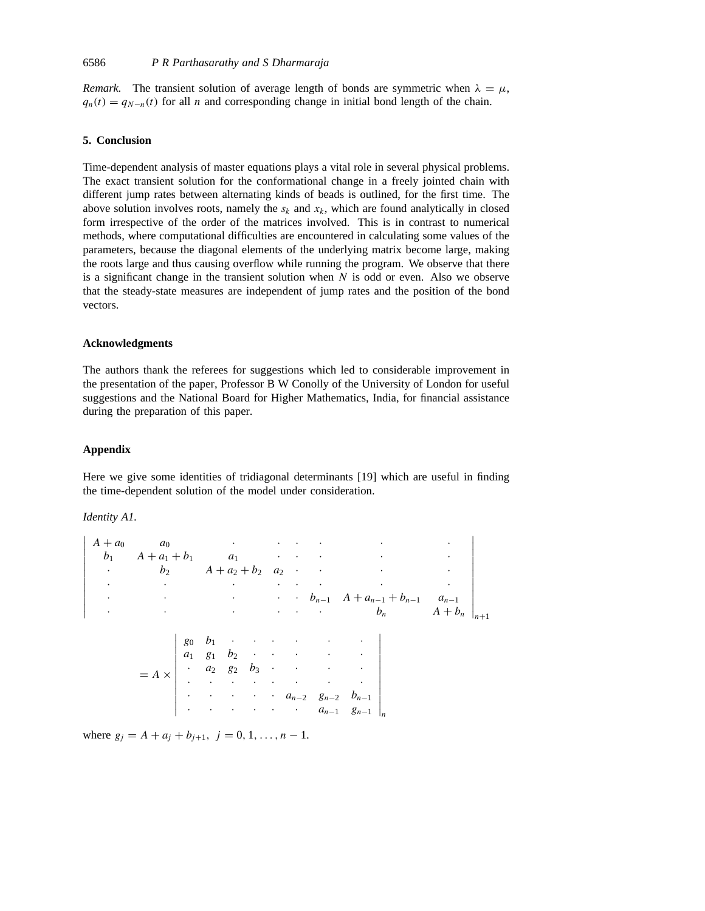*Remark.* The transient solution of average length of bonds are symmetric when $\lambda = \mu$, $q_n(t) = q_{N-n}(t)$ for all $n$ and corresponding change in initial bond length of the chain.

## 5. Conclusion

Time-dependent analysis of master equations plays a vital role in several physical problems. The exact transient solution for the conformational change in a freely jointed chain with different jump rates between alternating kinds of beads is outlined, for the first time. The above solution involves roots, namely the $s_k$ and $x_k$, which are found analytically in closed form irrespective of the order of the matrices involved. This is in contrast to numerical methods, where computational difficulties are encountered in calculating some values of the parameters, because the diagonal elements of the underlying matrix become large, making the roots large and thus causing overflow while running the program. We observe that there is a significant change in the transient solution when $N$ is odd or even. Also we observe that the steady-state measures are independent of jump rates and the position of the bond vectors.

## Acknowledgments

The authors thank the referees for suggestions which led to considerable improvement in the presentation of the paper, Professor B W Conolly of the University of London for useful suggestions and the National Board for Higher Mathematics, India, for financial assistance during the preparation of this paper.

## Appendix

Here we give some identities of tridiagonal determinants [19] which are useful in finding the time-dependent solution of the model under consideration.

*Identity A1.*

$$
\begin{vmatrix}
A + a_0 & a_0 & \cdot & \cdot & \cdot & \cdot & \cdot & \cdot \\
b_1 & A + a_1 + b_1 & a_1 & \cdot & \cdot & \cdot & \cdot & \cdot \\
\cdot & b_2 & A + a_2 + b_2 & a_2 & \cdot & \cdot & \cdot & \cdot \\
\cdot & \cdot & \cdot & \cdot & \cdot & \cdot & \cdot & \cdot \\
\cdot & \cdot & \cdot & \cdot & \cdot & b_{n-1} & A + a_{n-1} + b_{n-1} & a_{n-1} \\
\cdot & \cdot & \cdot & \cdot & \cdot & \cdot & b_n & A + b_n
\end{vmatrix}_{n+1}
$$

$$
= A \times
\begin{vmatrix}
g_0 & b_1 & \cdot & \cdot & \cdot & \cdot & \cdot & \cdot \\
a_1 & g_1 & b_2 & \cdot & \cdot & \cdot & \cdot & \cdot \\
\cdot & a_2 & g_2 & b_3 & \cdot & \cdot & \cdot & \cdot \\
\cdot & \cdot & \cdot & \cdot & \cdot & \cdot & \cdot & \cdot \\
\cdot & \cdot & \cdot & \cdot & \cdot & a_{n-2} & g_{n-2} & b_{n-1} \\
\cdot & \cdot & \cdot & \cdot & \cdot & \cdot & a_{n-1} & g_{n-1}
\end{vmatrix}_{n}
$$

where $g_j = A + a_j + b_{j+1}, \; j = 0, 1, \ldots, n-1$.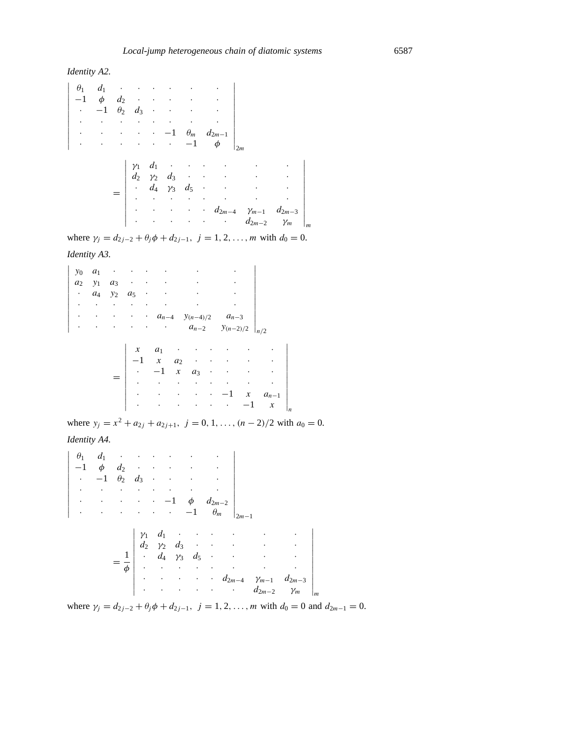*Identity A2.*

$$
\begin{vmatrix}
\theta_1 & d_1 & \cdot & \cdot & \cdot & \cdot & \cdot & \cdot \\
-1 & \phi & d_2 & \cdot & \cdot & \cdot & \cdot & \cdot \\
\cdot & -1 & \theta_2 & d_3 & \cdot & \cdot & \cdot & \cdot \\
\cdot & \cdot & \cdot & \cdot & \cdot & \cdot & \cdot & \cdot \\
\cdot & \cdot & \cdot & \cdot & \cdot & -1 & \theta_m & d_{2m-1} \\
\cdot & \cdot & \cdot & \cdot & \cdot & \cdot & -1 & \phi
\end{vmatrix}_{2m}
=
\begin{vmatrix}
\gamma_1 & d_1 & \cdot & \cdot & \cdot & \cdot & \cdot & \cdot \\
d_2 & \gamma_2 & d_3 & \cdot & \cdot & \cdot & \cdot & \cdot \\
\cdot & d_4 & \gamma_3 & d_5 & \cdot & \cdot & \cdot & \cdot \\
\cdot & \cdot & \cdot & \cdot & \cdot & \cdot & \cdot & \cdot \\
\cdot & \cdot & \cdot & \cdot & \cdot & d_{2m-4} & \gamma_{m-1} & d_{2m-3} \\
\cdot & \cdot & \cdot & \cdot & \cdot & \cdot & d_{2m-2} & \gamma_m
\end{vmatrix}_{m}
$$

where $\gamma_j = d_{2j-2} + \theta_j\phi + d_{2j-1},\ j = 1, 2, \ldots, m$ with $d_0 = 0$.

*Identity A3.*

$$
\begin{vmatrix}
y_0 & a_1 & \cdot & \cdot & \cdot & \cdot & \cdot & \cdot \\
a_2 & y_1 & a_3 & \cdot & \cdot & \cdot & \cdot & \cdot \\
\cdot & a_4 & y_2 & a_5 & \cdot & \cdot & \cdot & \cdot \\
\cdot & \cdot & \cdot & \cdot & \cdot & \cdot & \cdot & \cdot \\
\cdot & \cdot & \cdot & \cdot & \cdot & a_{n-4} & y_{(n-4)/2} & a_{n-3} \\
\cdot & \cdot & \cdot & \cdot & \cdot & \cdot & a_{n-2} & y_{(n-2)/2}
\end{vmatrix}_{n/2}
=
\begin{vmatrix}
x & a_1 & \cdot & \cdot & \cdot & \cdot & \cdot & \cdot \\
-1 & x & a_2 & \cdot & \cdot & \cdot & \cdot & \cdot \\
\cdot & -1 & x & a_3 & \cdot & \cdot & \cdot & \cdot \\
\cdot & \cdot & \cdot & \cdot & \cdot & \cdot & \cdot & \cdot \\
\cdot & \cdot & \cdot & \cdot & \cdot & -1 & x & a_{n-1} \\
\cdot & \cdot & \cdot & \cdot & \cdot & \cdot & -1 & x
\end{vmatrix}_{n}
$$

where $y_j = x^2 + a_{2j} + a_{2j+1},\ j = 0, 1, \ldots, (n-2)/2$ with $a_0 = 0$.

*Identity A4.*

$$
\begin{vmatrix}
\theta_1 & d_1 & \cdot & \cdot & \cdot & \cdot & \cdot & \cdot \\
-1 & \phi & d_2 & \cdot & \cdot & \cdot & \cdot & \cdot \\
\cdot & -1 & \theta_2 & d_3 & \cdot & \cdot & \cdot & \cdot \\
\cdot & \cdot & \cdot & \cdot & \cdot & \cdot & \cdot & \cdot \\
\cdot & \cdot & \cdot & \cdot & \cdot & -1 & \phi & d_{2m-2} \\
\cdot & \cdot & \cdot & \cdot & \cdot & \cdot & -1 & \theta_m
\end{vmatrix}_{2m-1}
= \frac{1}{\phi}
\begin{vmatrix}
\gamma_1 & d_1 & \cdot & \cdot & \cdot & \cdot & \cdot & \cdot \\
d_2 & \gamma_2 & d_3 & \cdot & \cdot & \cdot & \cdot & \cdot \\
\cdot & d_4 & \gamma_3 & d_5 & \cdot & \cdot & \cdot & \cdot \\
\cdot & \cdot & \cdot & \cdot & \cdot & \cdot & \cdot & \cdot \\
\cdot & \cdot & \cdot & \cdot & \cdot & d_{2m-4} & \gamma_{m-1} & d_{2m-3} \\
\cdot & \cdot & \cdot & \cdot & \cdot & \cdot & d_{2m-2} & \gamma_m
\end{vmatrix}_{m}
$$

where $\gamma_j = d_{2j-2} + \theta_j\phi + d_{2j-1},\ j = 1, 2, \ldots, m$ with $d_0 = 0$ and $d_{2m-1} = 0$.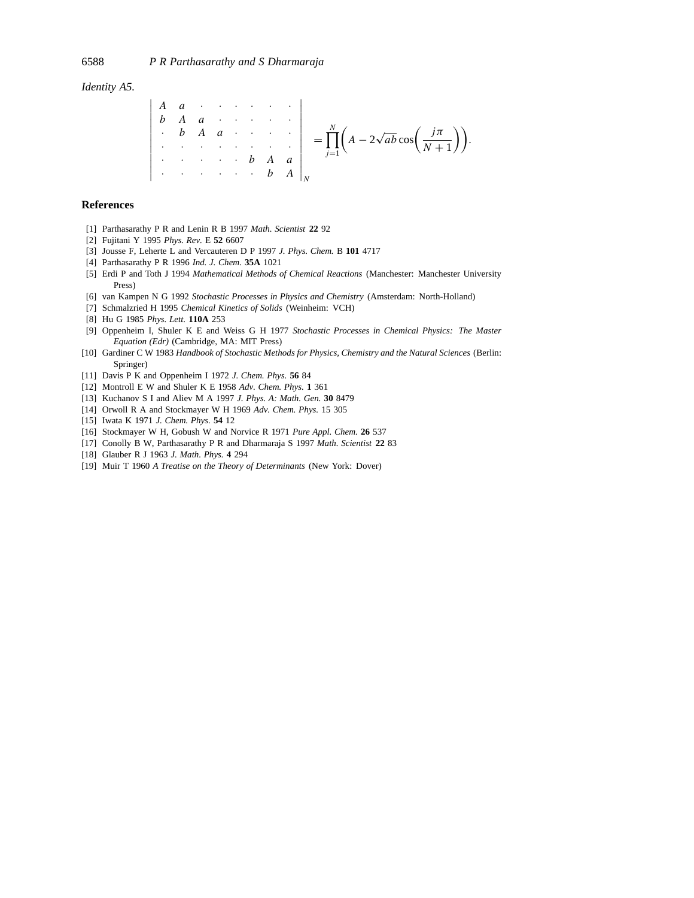*Identity A5.*

$$
\begin{vmatrix}
A & a & \cdot & \cdot & \cdot & \cdot & \cdot & \cdot \\
b & A & a & \cdot & \cdot & \cdot & \cdot & \cdot \\
\cdot & b & A & a & \cdot & \cdot & \cdot & \cdot \\
\cdot & \cdot & \cdot & \cdot & \cdot & \cdot & \cdot & \cdot \\
\cdot & \cdot & \cdot & \cdot & \cdot & b & A & a \\
\cdot & \cdot & \cdot & \cdot & \cdot & \cdot & b & A
\end{vmatrix}_N = \prod_{j=1}^{N} \left( A - 2\sqrt{ab} \cos\left( \frac{j\pi}{N+1} \right) \right).
$$

## References

[1] Parthasarathy P R and Lenin R B 1997 *Math. Scientist* **22** 92

[2] Fujitani Y 1995 *Phys. Rev.* E **52** 6607

[3] Jousse F, Leherte L and Vercauteren D P 1997 *J. Phys. Chem.* B **101** 4717

[4] Parthasarathy P R 1996 *Ind. J. Chem.* **35A** 1021

[5] Erdi P and Toth J 1994 *Mathematical Methods of Chemical Reactions* (Manchester: Manchester University Press)

[6] van Kampen N G 1992 *Stochastic Processes in Physics and Chemistry* (Amsterdam: North-Holland)

[7] Schmalzried H 1995 *Chemical Kinetics of Solids* (Weinheim: VCH)

[8] Hu G 1985 *Phys. Lett.* **110A** 253

[9] Oppenheim I, Shuler K E and Weiss G H 1977 *Stochastic Processes in Chemical Physics: The Master Equation (Edr)* (Cambridge, MA: MIT Press)

[10] Gardiner C W 1983 *Handbook of Stochastic Methods for Physics, Chemistry and the Natural Sciences* (Berlin: Springer)

[11] Davis P K and Oppenheim I 1972 *J. Chem. Phys.* **56** 84

[12] Montroll E W and Shuler K E 1958 *Adv. Chem. Phys.* **1** 361

[13] Kuchanov S I and Aliev M A 1997 *J. Phys. A: Math. Gen.* **30** 8479

[14] Orwoll R A and Stockmayer W H 1969 *Adv. Chem. Phys.* 15 305

[15] Iwata K 1971 *J. Chem. Phys.* **54** 12

[16] Stockmayer W H, Gobush W and Norvice R 1971 *Pure Appl. Chem.* **26** 537

[17] Conolly B W, Parthasarathy P R and Dharmaraja S 1997 *Math. Scientist* **22** 83

[18] Glauber R J 1963 *J. Math. Phys.* **4** 294

[19] Muir T 1960 *A Treatise on the Theory of Determinants* (New York: Dover)